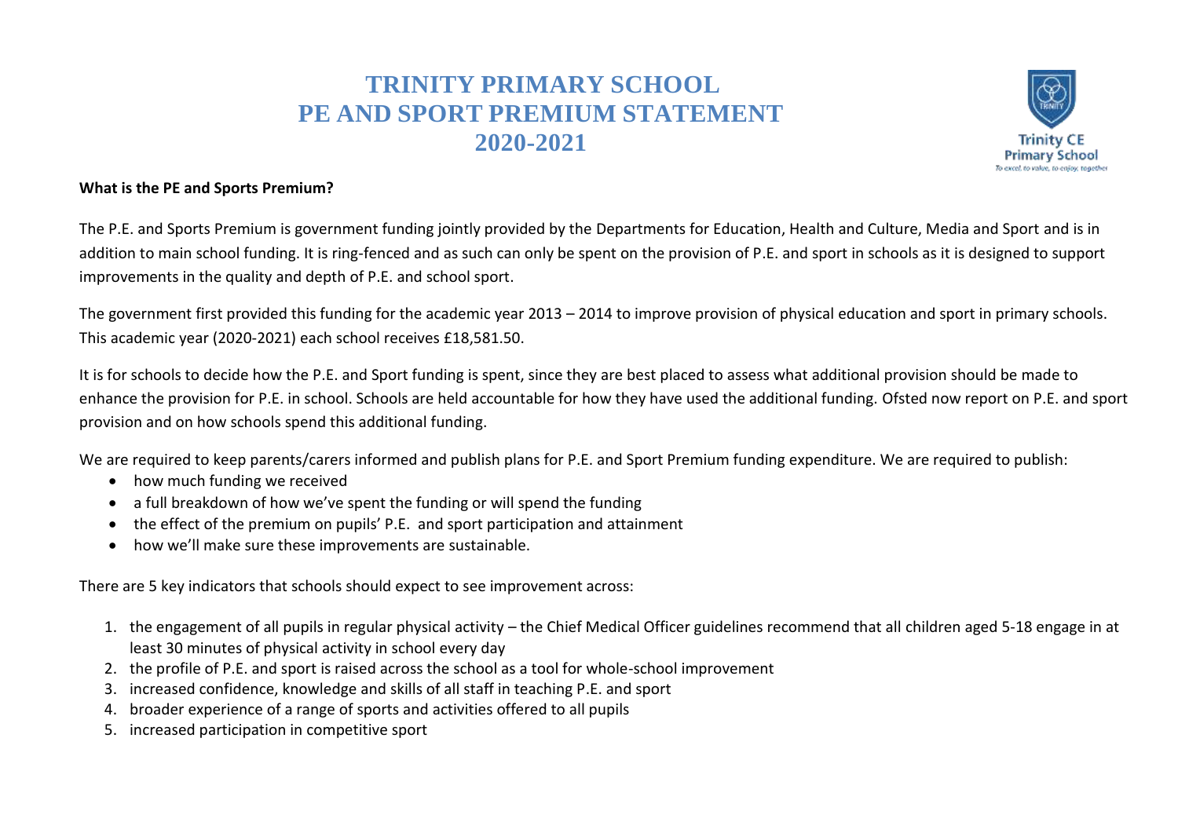# TRINITY PRIMARY SCHOOL
# PE AND SPORT PREMIUM STATEMENT
# 2020-2021

**What is the PE and Sports Premium?**

The P.E. and Sports Premium is government funding jointly provided by the Departments for Education, Health and Culture, Media and Sport and is in addition to main school funding. It is ring-fenced and as such can only be spent on the provision of P.E. and sport in schools as it is designed to support improvements in the quality and depth of P.E. and school sport.

The government first provided this funding for the academic year 2013 – 2014 to improve provision of physical education and sport in primary schools. This academic year (2020-2021) each school receives £18,581.50.

It is for schools to decide how the P.E. and Sport funding is spent, since they are best placed to assess what additional provision should be made to enhance the provision for P.E. in school. Schools are held accountable for how they have used the additional funding. Ofsted now report on P.E. and sport provision and on how schools spend this additional funding.

We are required to keep parents/carers informed and publish plans for P.E. and Sport Premium funding expenditure. We are required to publish:

- how much funding we received
- a full breakdown of how we've spent the funding or will spend the funding
- the effect of the premium on pupils' P.E. and sport participation and attainment
- how we'll make sure these improvements are sustainable.

There are 5 key indicators that schools should expect to see improvement across:

1. the engagement of all pupils in regular physical activity – the Chief Medical Officer guidelines recommend that all children aged 5-18 engage in at least 30 minutes of physical activity in school every day
2. the profile of P.E. and sport is raised across the school as a tool for whole-school improvement
3. increased confidence, knowledge and skills of all staff in teaching P.E. and sport
4. broader experience of a range of sports and activities offered to all pupils
5. increased participation in competitive sport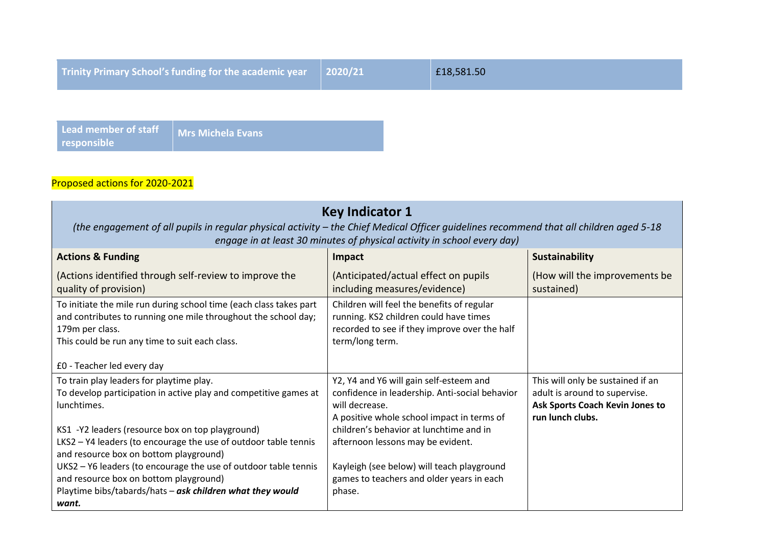| Trinity Primary School's funding for the academic year | 2020/21 | £18,581.50 |
|---|---|---|

| Lead member of staff responsible | Mrs Michela Evans |
|---|---|

Proposed actions for 2020-2021

| **Key Indicator 1**<br>*(the engagement of all pupils in regular physical activity – the Chief Medical Officer guidelines recommend that all children aged 5-18 engage in at least 30 minutes of physical activity in school every day)* | | |
|---|---|---|
| **Actions & Funding**<br><br>(Actions identified through self-review to improve the quality of provision) | **Impact**<br><br>(Anticipated/actual effect on pupils including measures/evidence) | **Sustainability**<br><br>(How will the improvements be sustained) |
| To initiate the mile run during school time (each class takes part and contributes to running one mile throughout the school day; 179m per class.<br>This could be run any time to suit each class.<br><br>£0 - Teacher led every day | Children will feel the benefits of regular running. KS2 children could have times recorded to see if they improve over the half term/long term. | |
| To train play leaders for playtime play.<br>To develop participation in active play and competitive games at lunchtimes.<br><br>KS1 -Y2 leaders (resource box on top playground)<br>LKS2 – Y4 leaders (to encourage the use of outdoor table tennis and resource box on bottom playground)<br>UKS2 – Y6 leaders (to encourage the use of outdoor table tennis and resource box on bottom playground)<br>Playtime bibs/tabards/hats – ***ask children what they would want.*** | Y2, Y4 and Y6 will gain self-esteem and confidence in leadership. Anti-social behavior will decrease.<br>A positive whole school impact in terms of children's behavior at lunchtime and in afternoon lessons may be evident.<br><br>Kayleigh (see below) will teach playground games to teachers and older years in each phase. | This will only be sustained if an adult is around to supervise.<br>**Ask Sports Coach Kevin Jones to run lunch clubs.** |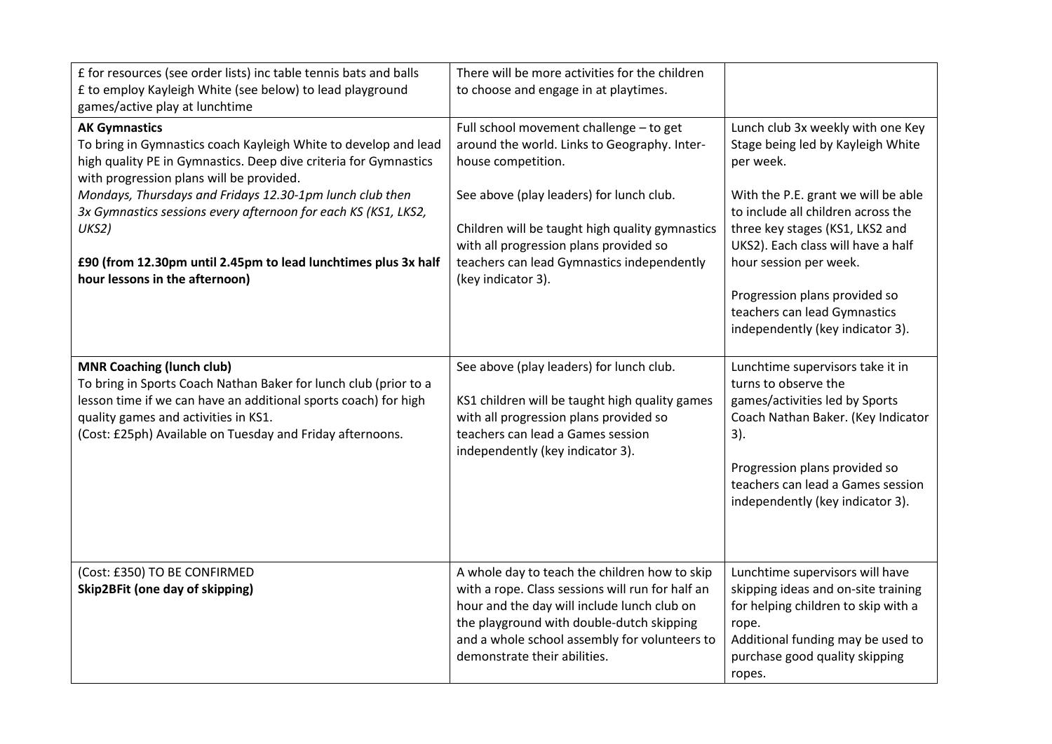| | | |
|---|---|---|
| £ for resources (see order lists) inc table tennis bats and balls<br>£ to employ Kayleigh White (see below) to lead playground games/active play at lunchtime | There will be more activities for the children to choose and engage in at playtimes. | |
| **AK Gymnastics**<br>To bring in Gymnastics coach Kayleigh White to develop and lead high quality PE in Gymnastics. Deep dive criteria for Gymnastics with progression plans will be provided.<br>*Mondays, Thursdays and Fridays 12.30-1pm lunch club then 3x Gymnastics sessions every afternoon for each KS (KS1, LKS2, UKS2)*<br><br>**£90 (from 12.30pm until 2.45pm to lead lunchtimes plus 3x half hour lessons in the afternoon)** | Full school movement challenge – to get around the world. Links to Geography. Inter-house competition.<br><br>See above (play leaders) for lunch club.<br><br>Children will be taught high quality gymnastics with all progression plans provided so teachers can lead Gymnastics independently (key indicator 3). | Lunch club 3x weekly with one Key Stage being led by Kayleigh White per week.<br><br>With the P.E. grant we will be able to include all children across the three key stages (KS1, LKS2 and UKS2). Each class will have a half hour session per week.<br><br>Progression plans provided so teachers can lead Gymnastics independently (key indicator 3). |
| **MNR Coaching (lunch club)**<br>To bring in Sports Coach Nathan Baker for lunch club (prior to a lesson time if we can have an additional sports coach) for high quality games and activities in KS1.<br>(Cost: £25ph) Available on Tuesday and Friday afternoons. | See above (play leaders) for lunch club.<br><br>KS1 children will be taught high quality games with all progression plans provided so teachers can lead a Games session independently (key indicator 3). | Lunchtime supervisors take it in turns to observe the games/activities led by Sports Coach Nathan Baker. (Key Indicator 3).<br><br>Progression plans provided so teachers can lead a Games session independently (key indicator 3). |
| (Cost: £350) TO BE CONFIRMED<br>**Skip2BFit (one day of skipping)** | A whole day to teach the children how to skip with a rope. Class sessions will run for half an hour and the day will include lunch club on the playground with double-dutch skipping and a whole school assembly for volunteers to demonstrate their abilities. | Lunchtime supervisors will have skipping ideas and on-site training for helping children to skip with a rope.<br>Additional funding may be used to purchase good quality skipping ropes. |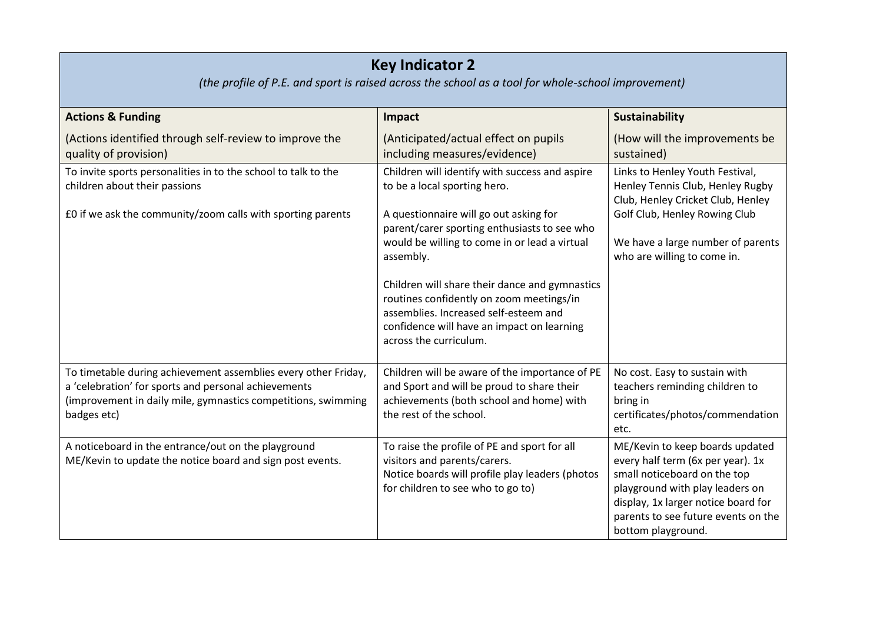## Key Indicator 2

*(the profile of P.E. and sport is raised across the school as a tool for whole-school improvement)*

| **Actions & Funding**<br><br>(Actions identified through self-review to improve the quality of provision) | **Impact**<br><br>(Anticipated/actual effect on pupils including measures/evidence) | **Sustainability**<br><br>(How will the improvements be sustained) |
|---|---|---|
| To invite sports personalities in to the school to talk to the children about their passions<br><br>£0 if we ask the community/zoom calls with sporting parents | Children will identify with success and aspire to be a local sporting hero.<br><br>A questionnaire will go out asking for parent/carer sporting enthusiasts to see who would be willing to come in or lead a virtual assembly.<br><br>Children will share their dance and gymnastics routines confidently on zoom meetings/in assemblies. Increased self-esteem and confidence will have an impact on learning across the curriculum. | Links to Henley Youth Festival, Henley Tennis Club, Henley Rugby Club, Henley Cricket Club, Henley Golf Club, Henley Rowing Club<br><br>We have a large number of parents who are willing to come in. |
| To timetable during achievement assemblies every other Friday, a 'celebration' for sports and personal achievements (improvement in daily mile, gymnastics competitions, swimming badges etc) | Children will be aware of the importance of PE and Sport and will be proud to share their achievements (both school and home) with the rest of the school. | No cost. Easy to sustain with teachers reminding children to bring in certificates/photos/commendation etc. |
| A noticeboard in the entrance/out on the playground<br>ME/Kevin to update the notice board and sign post events. | To raise the profile of PE and sport for all visitors and parents/carers.<br>Notice boards will profile play leaders (photos for children to see who to go to) | ME/Kevin to keep boards updated every half term (6x per year). 1x small noticeboard on the top playground with play leaders on display, 1x larger notice board for parents to see future events on the bottom playground. |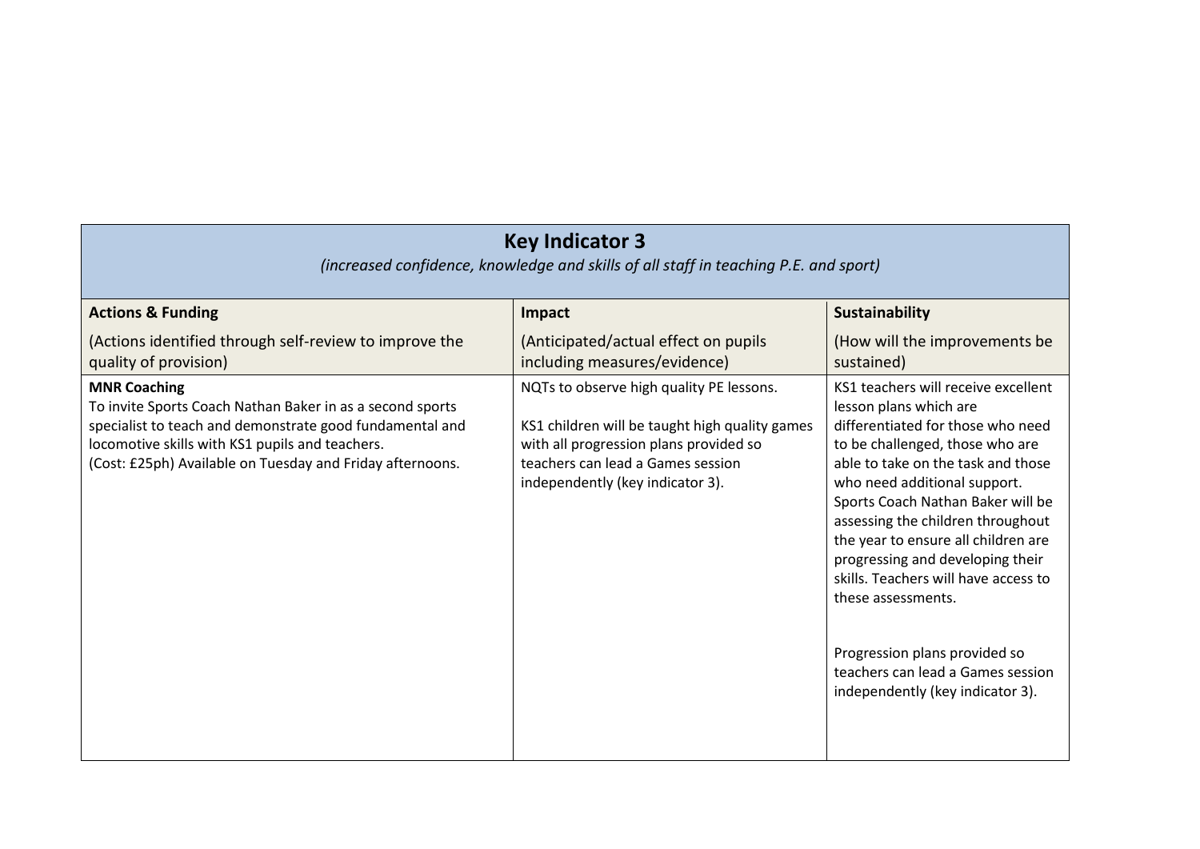| **Key Indicator 3** *(increased confidence, knowledge and skills of all staff in teaching P.E. and sport)* | | |
|---|---|---|
| **Actions & Funding** (Actions identified through self-review to improve the quality of provision) | **Impact** (Anticipated/actual effect on pupils including measures/evidence) | **Sustainability** (How will the improvements be sustained) |
| **MNR Coaching** To invite Sports Coach Nathan Baker in as a second sports specialist to teach and demonstrate good fundamental and locomotive skills with KS1 pupils and teachers. (Cost: £25ph) Available on Tuesday and Friday afternoons. | NQTs to observe high quality PE lessons. <br><br> KS1 children will be taught high quality games with all progression plans provided so teachers can lead a Games session independently (key indicator 3). | KS1 teachers will receive excellent lesson plans which are differentiated for those who need to be challenged, those who are able to take on the task and those who need additional support. Sports Coach Nathan Baker will be assessing the children throughout the year to ensure all children are progressing and developing their skills. Teachers will have access to these assessments. <br><br> Progression plans provided so teachers can lead a Games session independently (key indicator 3). |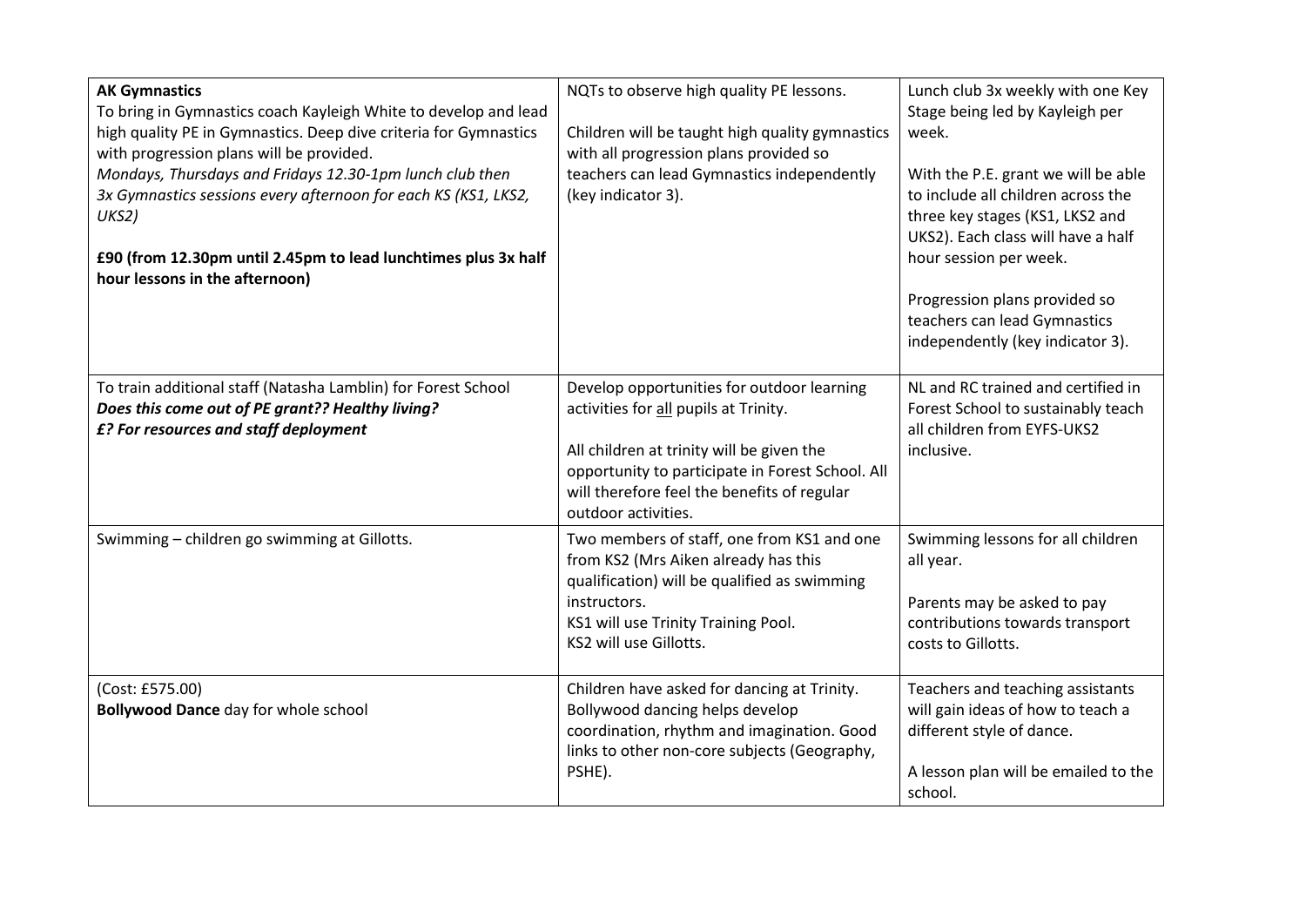| | | |
|---|---|---|
| **AK Gymnastics**<br>To bring in Gymnastics coach Kayleigh White to develop and lead high quality PE in Gymnastics. Deep dive criteria for Gymnastics with progression plans will be provided.<br>*Mondays, Thursdays and Fridays 12.30-1pm lunch club then 3x Gymnastics sessions every afternoon for each KS (KS1, LKS2, UKS2)*<br><br>**£90 (from 12.30pm until 2.45pm to lead lunchtimes plus 3x half hour lessons in the afternoon)** | NQTs to observe high quality PE lessons.<br><br>Children will be taught high quality gymnastics with all progression plans provided so teachers can lead Gymnastics independently (key indicator 3). | Lunch club 3x weekly with one Key Stage being led by Kayleigh per week.<br><br>With the P.E. grant we will be able to include all children across the three key stages (KS1, LKS2 and UKS2). Each class will have a half hour session per week.<br><br>Progression plans provided so teachers can lead Gymnastics independently (key indicator 3). |
| To train additional staff (Natasha Lamblin) for Forest School<br>***Does this come out of PE grant?? Healthy living?***<br>***£? For resources and staff deployment*** | Develop opportunities for outdoor learning activities for <u>all</u> pupils at Trinity.<br><br>All children at trinity will be given the opportunity to participate in Forest School. All will therefore feel the benefits of regular outdoor activities. | NL and RC trained and certified in Forest School to sustainably teach all children from EYFS-UKS2 inclusive. |
| Swimming – children go swimming at Gillotts. | Two members of staff, one from KS1 and one from KS2 (Mrs Aiken already has this qualification) will be qualified as swimming instructors.<br>KS1 will use Trinity Training Pool.<br>KS2 will use Gillotts. | Swimming lessons for all children all year.<br><br>Parents may be asked to pay contributions towards transport costs to Gillotts. |
| (Cost: £575.00)<br>**Bollywood Dance** day for whole school | Children have asked for dancing at Trinity. Bollywood dancing helps develop coordination, rhythm and imagination. Good links to other non-core subjects (Geography, PSHE). | Teachers and teaching assistants will gain ideas of how to teach a different style of dance.<br><br>A lesson plan will be emailed to the school. |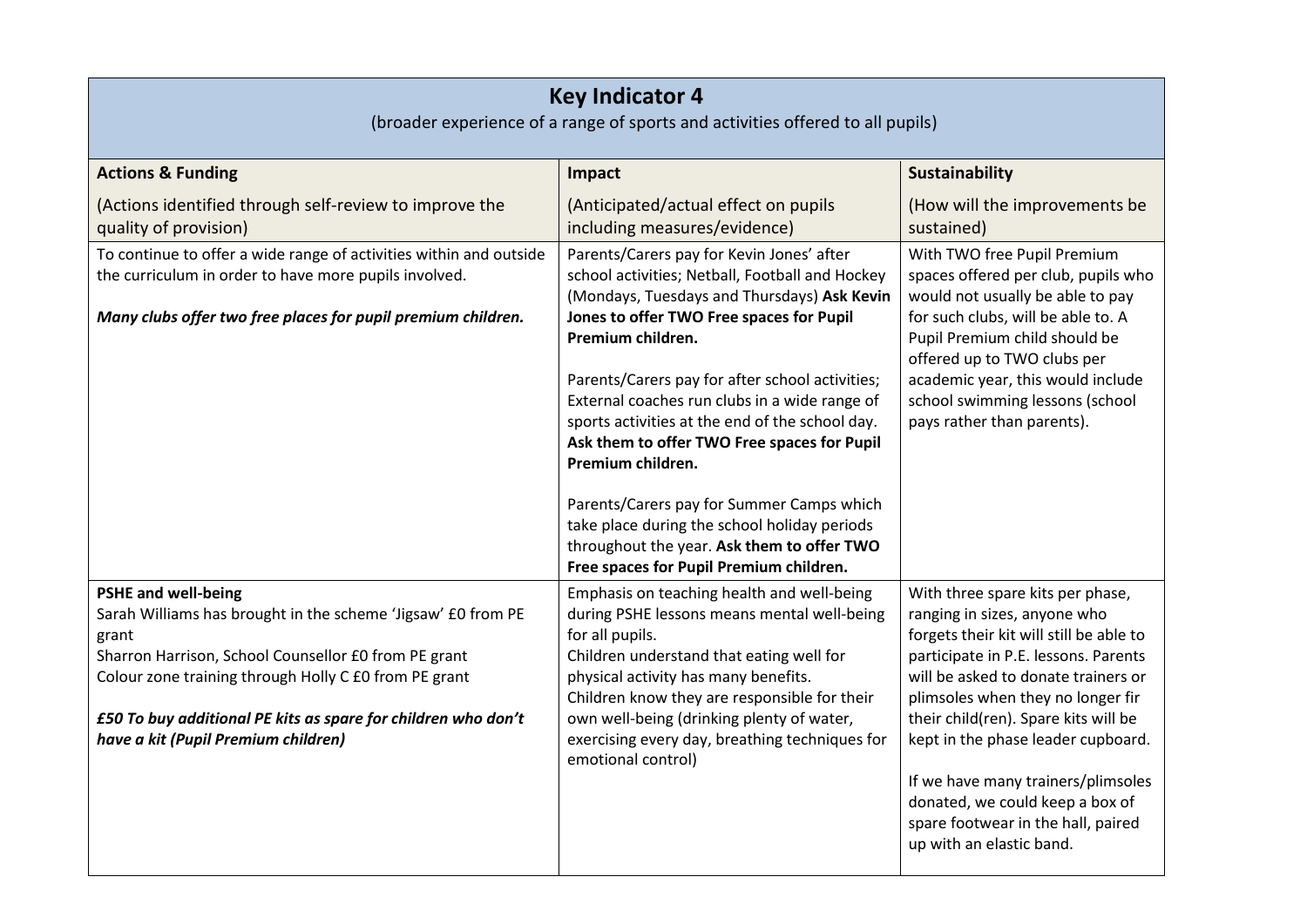| **Key Indicator 4**<br>(broader experience of a range of sports and activities offered to all pupils) | | |
|---|---|---|
| **Actions & Funding**<br>(Actions identified through self-review to improve the quality of provision) | **Impact**<br>(Anticipated/actual effect on pupils including measures/evidence) | **Sustainability**<br>(How will the improvements be sustained) |
| To continue to offer a wide range of activities within and outside the curriculum in order to have more pupils involved.<br><br>***Many clubs offer two free places for pupil premium children.*** | Parents/Carers pay for Kevin Jones' after school activities; Netball, Football and Hockey (Mondays, Tuesdays and Thursdays) **Ask Kevin Jones to offer TWO Free spaces for Pupil Premium children.**<br><br>Parents/Carers pay for after school activities; External coaches run clubs in a wide range of sports activities at the end of the school day. **Ask them to offer TWO Free spaces for Pupil Premium children.**<br><br>Parents/Carers pay for Summer Camps which take place during the school holiday periods throughout the year. **Ask them to offer TWO Free spaces for Pupil Premium children.** | With TWO free Pupil Premium spaces offered per club, pupils who would not usually be able to pay for such clubs, will be able to. A Pupil Premium child should be offered up to TWO clubs per academic year, this would include school swimming lessons (school pays rather than parents). |
| **PSHE and well-being**<br>Sarah Williams has brought in the scheme 'Jigsaw' £0 from PE grant<br>Sharron Harrison, School Counsellor £0 from PE grant<br>Colour zone training through Holly C £0 from PE grant<br><br>***£50 To buy additional PE kits as spare for children who don't have a kit (Pupil Premium children)*** | Emphasis on teaching health and well-being during PSHE lessons means mental well-being for all pupils.<br>Children understand that eating well for physical activity has many benefits.<br>Children know they are responsible for their own well-being (drinking plenty of water, exercising every day, breathing techniques for emotional control) | With three spare kits per phase, ranging in sizes, anyone who forgets their kit will still be able to participate in P.E. lessons. Parents will be asked to donate trainers or plimsoles when they no longer fir their child(ren). Spare kits will be kept in the phase leader cupboard.<br><br>If we have many trainers/plimsoles donated, we could keep a box of spare footwear in the hall, paired up with an elastic band. |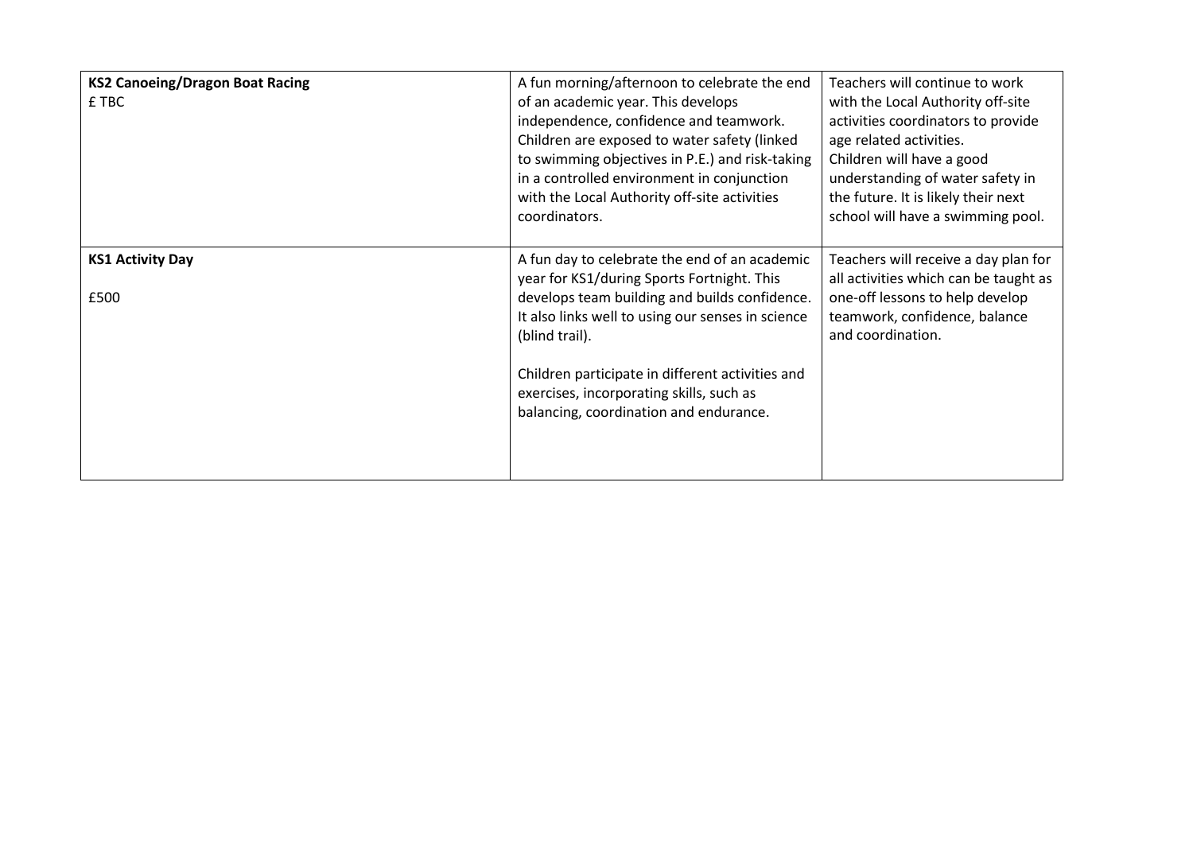| | | |
|---|---|---|
| **KS2 Canoeing/Dragon Boat Racing**<br>£ TBC | A fun morning/afternoon to celebrate the end of an academic year. This develops independence, confidence and teamwork. Children are exposed to water safety (linked to swimming objectives in P.E.) and risk-taking in a controlled environment in conjunction with the Local Authority off-site activities coordinators. | Teachers will continue to work with the Local Authority off-site activities coordinators to provide age related activities.<br>Children will have a good understanding of water safety in the future. It is likely their next school will have a swimming pool. |
| **KS1 Activity Day**<br><br>£500 | A fun day to celebrate the end of an academic year for KS1/during Sports Fortnight. This develops team building and builds confidence. It also links well to using our senses in science (blind trail).<br><br>Children participate in different activities and exercises, incorporating skills, such as balancing, coordination and endurance. | Teachers will receive a day plan for all activities which can be taught as one-off lessons to help develop teamwork, confidence, balance and coordination. |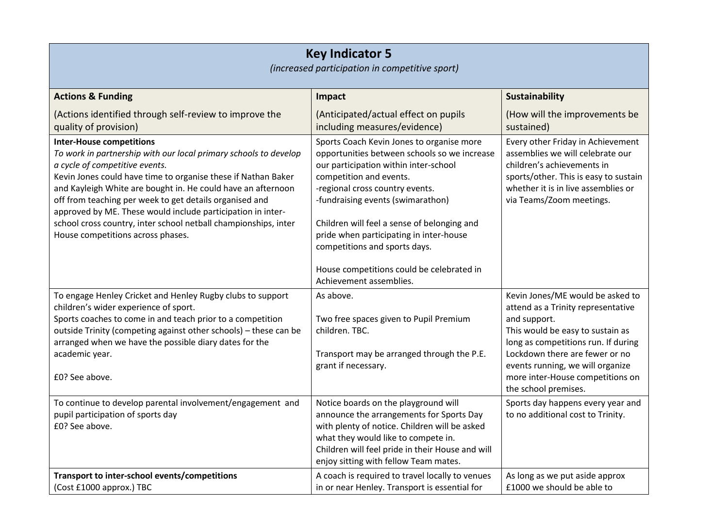| **Key Indicator 5**<br>*(increased participation in competitive sport)* | | |
|---|---|---|
| **Actions & Funding**<br><br>(Actions identified through self-review to improve the quality of provision) | **Impact**<br><br>(Anticipated/actual effect on pupils including measures/evidence) | **Sustainability**<br><br>(How will the improvements be sustained) |
| **Inter-House competitions**<br>*To work in partnership with our local primary schools to develop a cycle of competitive events.*<br>Kevin Jones could have time to organise these if Nathan Baker and Kayleigh White are bought in. He could have an afternoon off from teaching per week to get details organised and approved by ME. These would include participation in inter-school cross country, inter school netball championships, inter House competitions across phases. | Sports Coach Kevin Jones to organise more opportunities between schools so we increase our participation within inter-school competition and events.<br>-regional cross country events.<br>-fundraising events (swimarathon)<br><br>Children will feel a sense of belonging and pride when participating in inter-house competitions and sports days.<br><br>House competitions could be celebrated in Achievement assemblies. | Every other Friday in Achievement assemblies we will celebrate our children's achievements in sports/other. This is easy to sustain whether it is in live assemblies or via Teams/Zoom meetings. |
| To engage Henley Cricket and Henley Rugby clubs to support children's wider experience of sport.<br>Sports coaches to come in and teach prior to a competition outside Trinity (competing against other schools) – these can be arranged when we have the possible diary dates for the academic year.<br><br>£0? See above. | As above.<br><br>Two free spaces given to Pupil Premium children. TBC.<br><br>Transport may be arranged through the P.E. grant if necessary. | Kevin Jones/ME would be asked to attend as a Trinity representative and support.<br>This would be easy to sustain as long as competitions run. If during Lockdown there are fewer or no events running, we will organize more inter-House competitions on the school premises. |
| To continue to develop parental involvement/engagement and pupil participation of sports day<br>£0? See above. | Notice boards on the playground will announce the arrangements for Sports Day with plenty of notice. Children will be asked what they would like to compete in.<br>Children will feel pride in their House and will enjoy sitting with fellow Team mates. | Sports day happens every year and to no additional cost to Trinity. |
| **Transport to inter-school events/competitions**<br>(Cost £1000 approx.) TBC | A coach is required to travel locally to venues in or near Henley. Transport is essential for | As long as we put aside approx £1000 we should be able to |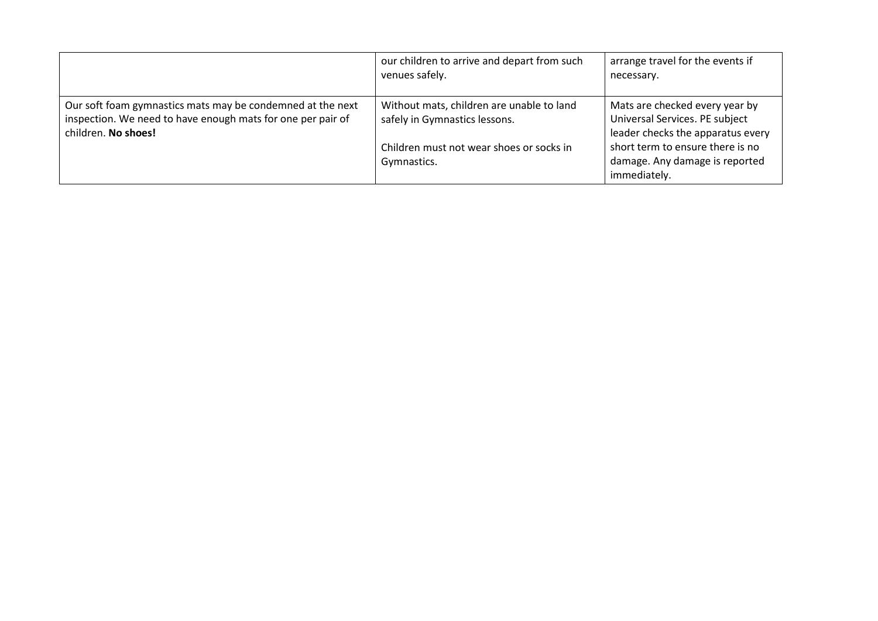| | | |
|---|---|---|
| | our children to arrive and depart from such venues safely. | arrange travel for the events if necessary. |
| Our soft foam gymnastics mats may be condemned at the next inspection. We need to have enough mats for one per pair of children. **No shoes!** | Without mats, children are unable to land safely in Gymnastics lessons.<br><br>Children must not wear shoes or socks in Gymnastics. | Mats are checked every year by Universal Services. PE subject leader checks the apparatus every short term to ensure there is no damage. Any damage is reported immediately. |